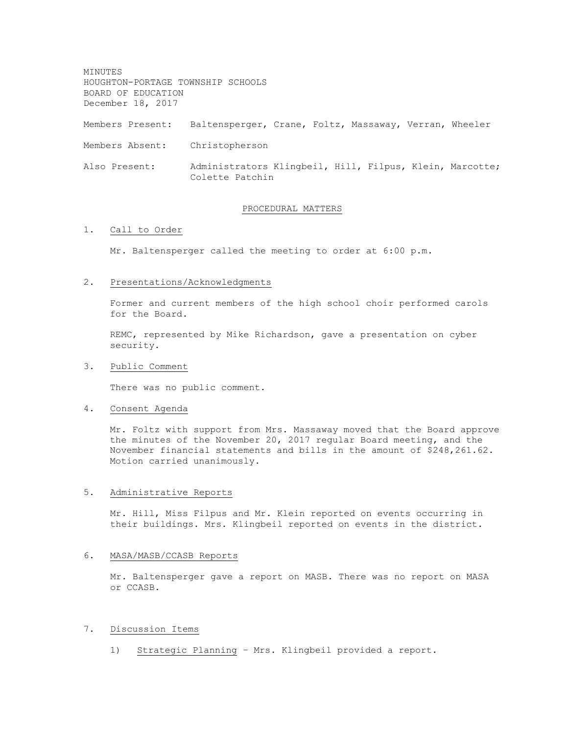MINUTES
HOUGHTON-PORTAGE TOWNSHIP SCHOOLS
BOARD OF EDUCATION
December 18, 2017

Members Present: Baltensperger, Crane, Foltz, Massaway, Verran, Wheeler

Members Absent: Christopherson

Also Present: Administrators Klingbeil, Hill, Filpus, Klein, Marcotte; Colette Patchin

## PROCEDURAL MATTERS

1. Call to Order

   Mr. Baltensperger called the meeting to order at 6:00 p.m.

2. Presentations/Acknowledgments

   Former and current members of the high school choir performed carols for the Board.

   REMC, represented by Mike Richardson, gave a presentation on cyber security.

3. Public Comment

   There was no public comment.

4. Consent Agenda

   Mr. Foltz with support from Mrs. Massaway moved that the Board approve the minutes of the November 20, 2017 regular Board meeting, and the November financial statements and bills in the amount of $248,261.62. Motion carried unanimously.

5. Administrative Reports

   Mr. Hill, Miss Filpus and Mr. Klein reported on events occurring in their buildings. Mrs. Klingbeil reported on events in the district.

6. MASA/MASB/CCASB Reports

   Mr. Baltensperger gave a report on MASB. There was no report on MASA or CCASB.

7. Discussion Items

   1) Strategic Planning – Mrs. Klingbeil provided a report.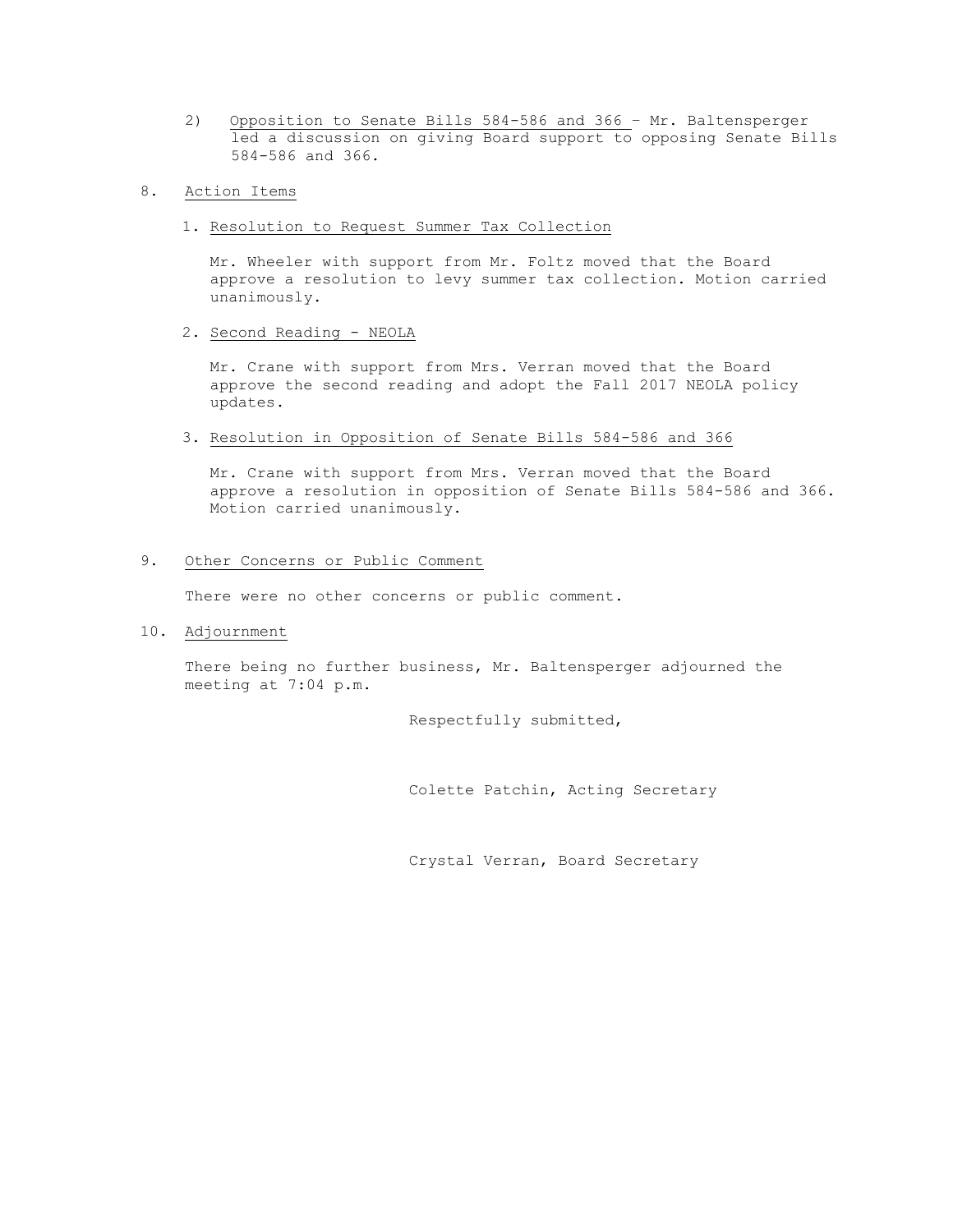2) Opposition to Senate Bills 584-586 and 366 – Mr. Baltensperger led a discussion on giving Board support to opposing Senate Bills 584-586 and 366.

8. Action Items

   1. Resolution to Request Summer Tax Collection

      Mr. Wheeler with support from Mr. Foltz moved that the Board approve a resolution to levy summer tax collection. Motion carried unanimously.

   2. Second Reading - NEOLA

      Mr. Crane with support from Mrs. Verran moved that the Board approve the second reading and adopt the Fall 2017 NEOLA policy updates.

   3. Resolution in Opposition of Senate Bills 584-586 and 366

      Mr. Crane with support from Mrs. Verran moved that the Board approve a resolution in opposition of Senate Bills 584-586 and 366. Motion carried unanimously.

9. Other Concerns or Public Comment

   There were no other concerns or public comment.

10. Adjournment

    There being no further business, Mr. Baltensperger adjourned the meeting at 7:04 p.m.

Respectfully submitted,

Colette Patchin, Acting Secretary

Crystal Verran, Board Secretary